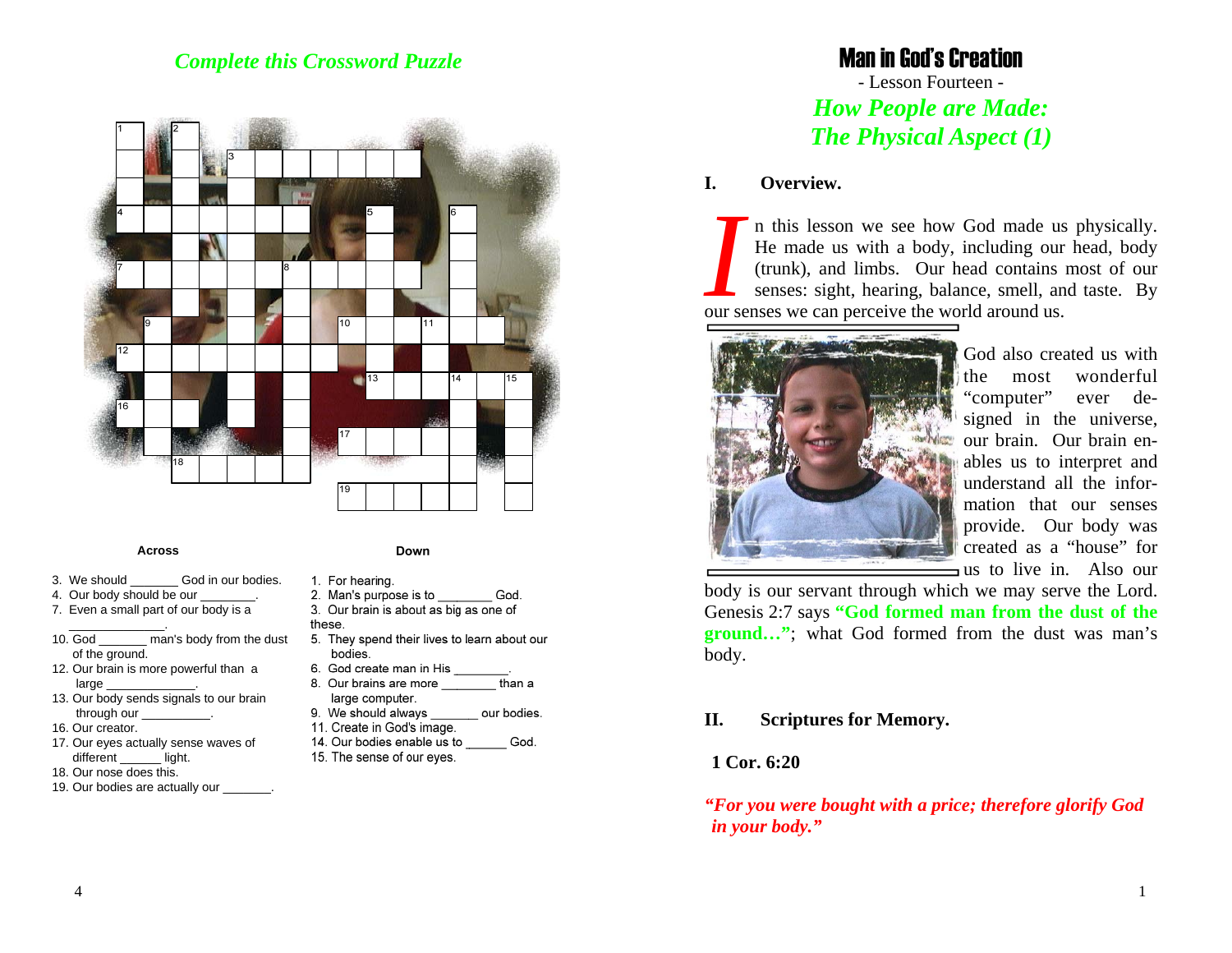## *Complete this Crossword Puzzle*

**Across**

3. We should _______ God in our bodies.
4. Our body should be our ________.
7. Even a small part of our body is a ______________.
10. God _______ man's body from the dust of the ground.
12. Our brain is more powerful than a large _____________.
13. Our body sends signals to our brain through our __________.
16. Our creator.
17. Our eyes actually sense waves of different ______ light.
18. Our nose does this.
19. Our bodies are actually our _______.

**Down**

1. For hearing.
2. Man's purpose is to ________ God.
3. Our brain is about as big as one of these.
5. They spend their lives to learn about our bodies.
6. God create man in His ________.
8. Our brains are more ________ than a large computer.
9. We should always _______ our bodies.
11. Create in God's image.
14. Our bodies enable us to ______ God.
15. The sense of our eyes.

# Man in God's Creation

- Lesson Fourteen -

## *How People are Made: The Physical Aspect (1)*

### I. Overview.

In this lesson we see how God made us physically. He made us with a body, including our head, body (trunk), and limbs. Our head contains most of our senses: sight, hearing, balance, smell, and taste. By our senses we can perceive the world around us.

God also created us with the most wonderful "computer" ever designed in the universe, our brain. Our brain enables us to interpret and understand all the information that our senses provide. Our body was created as a "house" for us to live in. Also our body is our servant through which we may serve the Lord. Genesis 2:7 says **"God formed man from the dust of the ground…"**; what God formed from the dust was man's body.

### II. Scriptures for Memory.

**1 Cor. 6:20**

***"For you were bought with a price; therefore glorify God in your body."***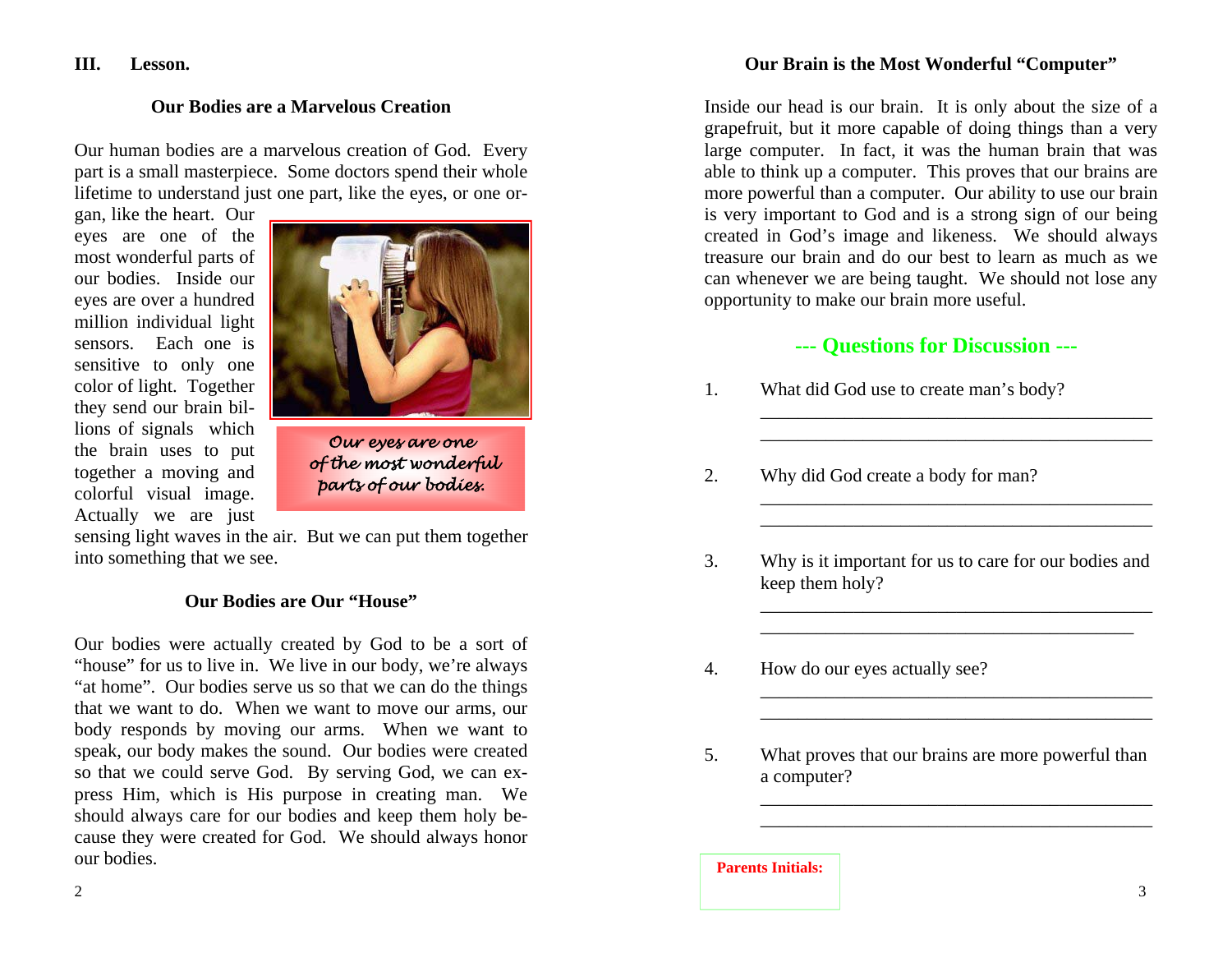## III. Lesson.

### Our Bodies are a Marvelous Creation

Our human bodies are a marvelous creation of God. Every part is a small masterpiece. Some doctors spend their whole lifetime to understand just one part, like the eyes, or one organ, like the heart. Our eyes are one of the most wonderful parts of our bodies. Inside our eyes are over a hundred million individual light sensors. Each one is sensitive to only one color of light. Together they send our brain billions of signals which the brain uses to put together a moving and colorful visual image. Actually we are just sensing light waves in the air. But we can put them together into something that we see.

*Our eyes are one of the most wonderful parts of our bodies.*

### Our Bodies are Our "House"

Our bodies were actually created by God to be a sort of "house" for us to live in. We live in our body, we're always "at home". Our bodies serve us so that we can do the things that we want to do. When we want to move our arms, our body responds by moving our arms. When we want to speak, our body makes the sound. Our bodies were created so that we could serve God. By serving God, we can express Him, which is His purpose in creating man. We should always care for our bodies and keep them holy because they were created for God. We should always honor our bodies.

### Our Brain is the Most Wonderful "Computer"

Inside our head is our brain. It is only about the size of a grapefruit, but it more capable of doing things than a very large computer. In fact, it was the human brain that was able to think up a computer. This proves that our brains are more powerful than a computer. Our ability to use our brain is very important to God and is a strong sign of our being created in God's image and likeness. We should always treasure our brain and do our best to learn as much as we can whenever we are being taught. We should not lose any opportunity to make our brain more useful.

## --- Questions for Discussion ---

1. What did God use to create man's body?

   ____________________________________________
   ____________________________________________

2. Why did God create a body for man?

   ____________________________________________
   ____________________________________________

3. Why is it important for us to care for our bodies and keep them holy?

   ____________________________________________
   ____________________________________________

4. How do our eyes actually see?

   ____________________________________________
   ____________________________________________

5. What proves that our brains are more powerful than a computer?

   ____________________________________________
   ____________________________________________

**Parents Initials:**